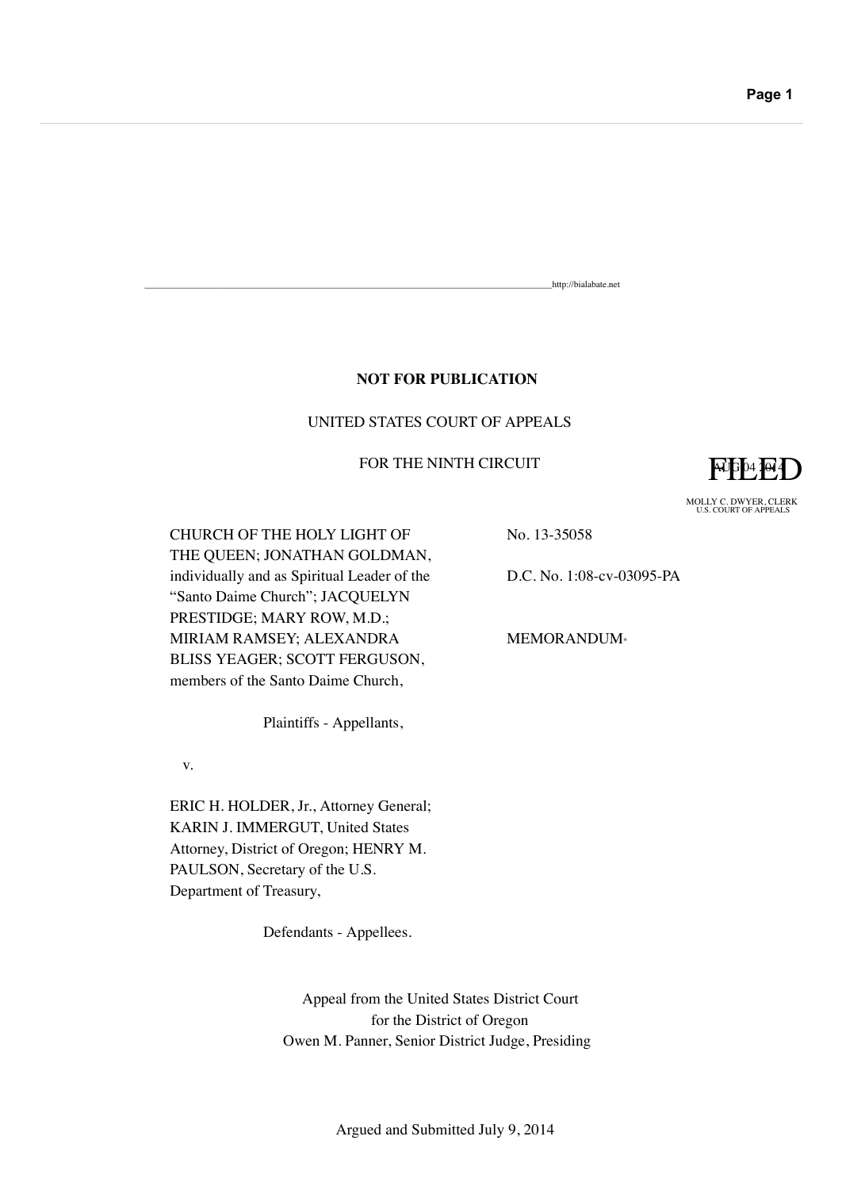http://bialabate.net

**NOT FOR PUBLICATION**

UNITED STATES COURT OF APPEALS

FOR THE NINTH CIRCUIT

FILED

AUG 04 2014

MOLLY C. DWYER, CLERK
U.S. COURT OF APPEALS

CHURCH OF THE HOLY LIGHT OF THE QUEEN; JONATHAN GOLDMAN, individually and as Spiritual Leader of the "Santo Daime Church"; JACQUELYN PRESTIDGE; MARY ROW, M.D.; MIRIAM RAMSEY; ALEXANDRA BLISS YEAGER; SCOTT FERGUSON, members of the Santo Daime Church,

Plaintiffs - Appellants,

v.

ERIC H. HOLDER, Jr., Attorney General; KARIN J. IMMERGUT, United States Attorney, District of Oregon; HENRY M. PAULSON, Secretary of the U.S. Department of Treasury,

Defendants - Appellees.

No. 13-35058

D.C. No. 1:08-cv-03095-PA

MEMORANDUM*

Appeal from the United States District Court
for the District of Oregon
Owen M. Panner, Senior District Judge, Presiding

Argued and Submitted July 9, 2014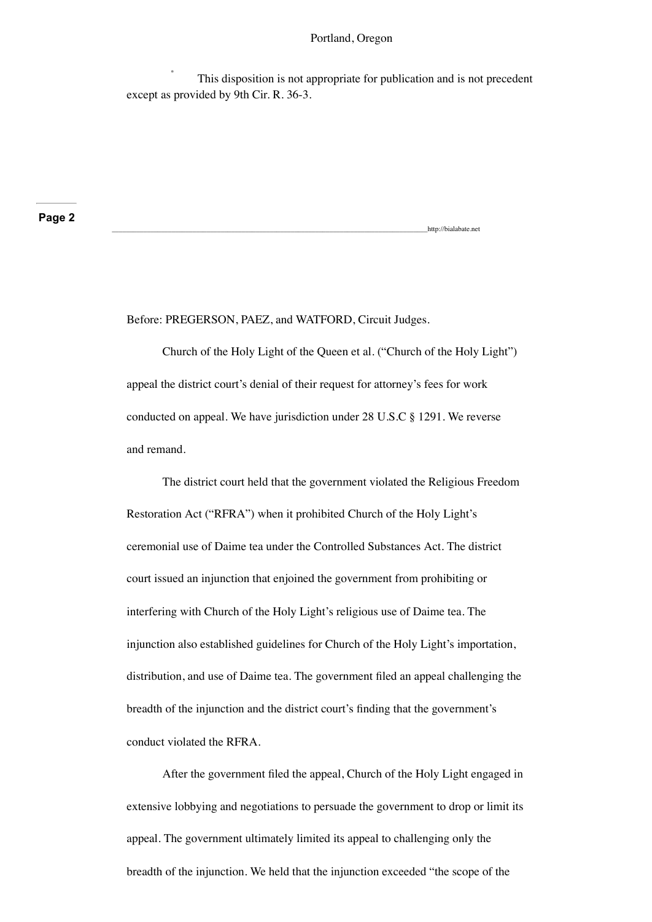Portland, Oregon

\* This disposition is not appropriate for publication and is not precedent except as provided by 9th Cir. R. 36-3.

Before: PREGERSON, PAEZ, and WATFORD, Circuit Judges.

Church of the Holy Light of the Queen et al. ("Church of the Holy Light") appeal the district court's denial of their request for attorney's fees for work conducted on appeal. We have jurisdiction under 28 U.S.C § 1291. We reverse and remand.

The district court held that the government violated the Religious Freedom Restoration Act ("RFRA") when it prohibited Church of the Holy Light's ceremonial use of Daime tea under the Controlled Substances Act. The district court issued an injunction that enjoined the government from prohibiting or interfering with Church of the Holy Light's religious use of Daime tea. The injunction also established guidelines for Church of the Holy Light's importation, distribution, and use of Daime tea. The government filed an appeal challenging the breadth of the injunction and the district court's finding that the government's conduct violated the RFRA.

After the government filed the appeal, Church of the Holy Light engaged in extensive lobbying and negotiations to persuade the government to drop or limit its appeal. The government ultimately limited its appeal to challenging only the breadth of the injunction. We held that the injunction exceeded "the scope of the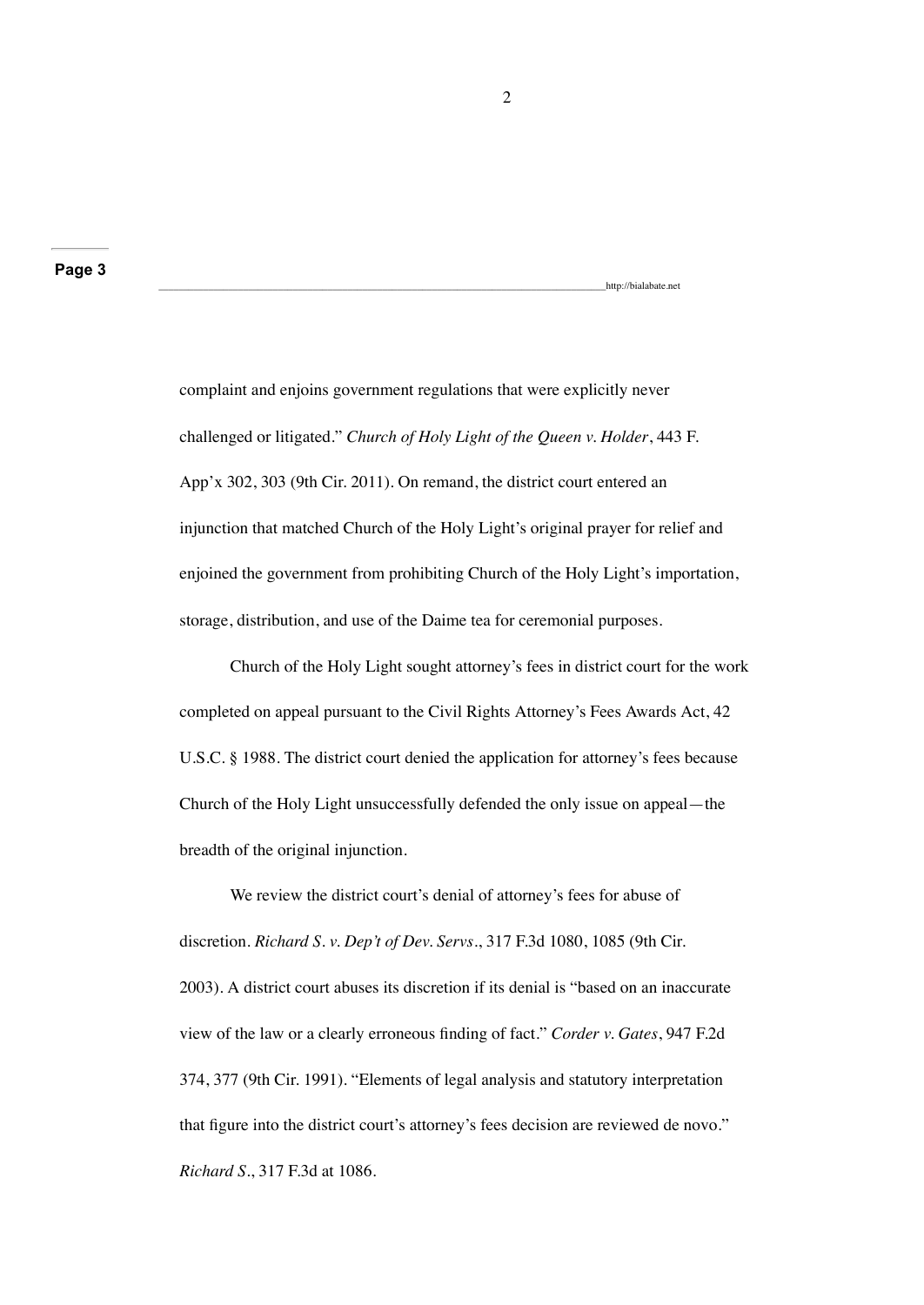complaint and enjoins government regulations that were explicitly never challenged or litigated." *Church of Holy Light of the Queen v. Holder*, 443 F. App'x 302, 303 (9th Cir. 2011). On remand, the district court entered an injunction that matched Church of the Holy Light's original prayer for relief and enjoined the government from prohibiting Church of the Holy Light's importation, storage, distribution, and use of the Daime tea for ceremonial purposes.

Church of the Holy Light sought attorney's fees in district court for the work completed on appeal pursuant to the Civil Rights Attorney's Fees Awards Act, 42 U.S.C. § 1988. The district court denied the application for attorney's fees because Church of the Holy Light unsuccessfully defended the only issue on appeal—the breadth of the original injunction.

We review the district court's denial of attorney's fees for abuse of discretion. *Richard S. v. Dep't of Dev. Servs.*, 317 F.3d 1080, 1085 (9th Cir. 2003). A district court abuses its discretion if its denial is "based on an inaccurate view of the law or a clearly erroneous finding of fact." *Corder v. Gates*, 947 F.2d 374, 377 (9th Cir. 1991). "Elements of legal analysis and statutory interpretation that figure into the district court's attorney's fees decision are reviewed de novo." *Richard S.*, 317 F.3d at 1086.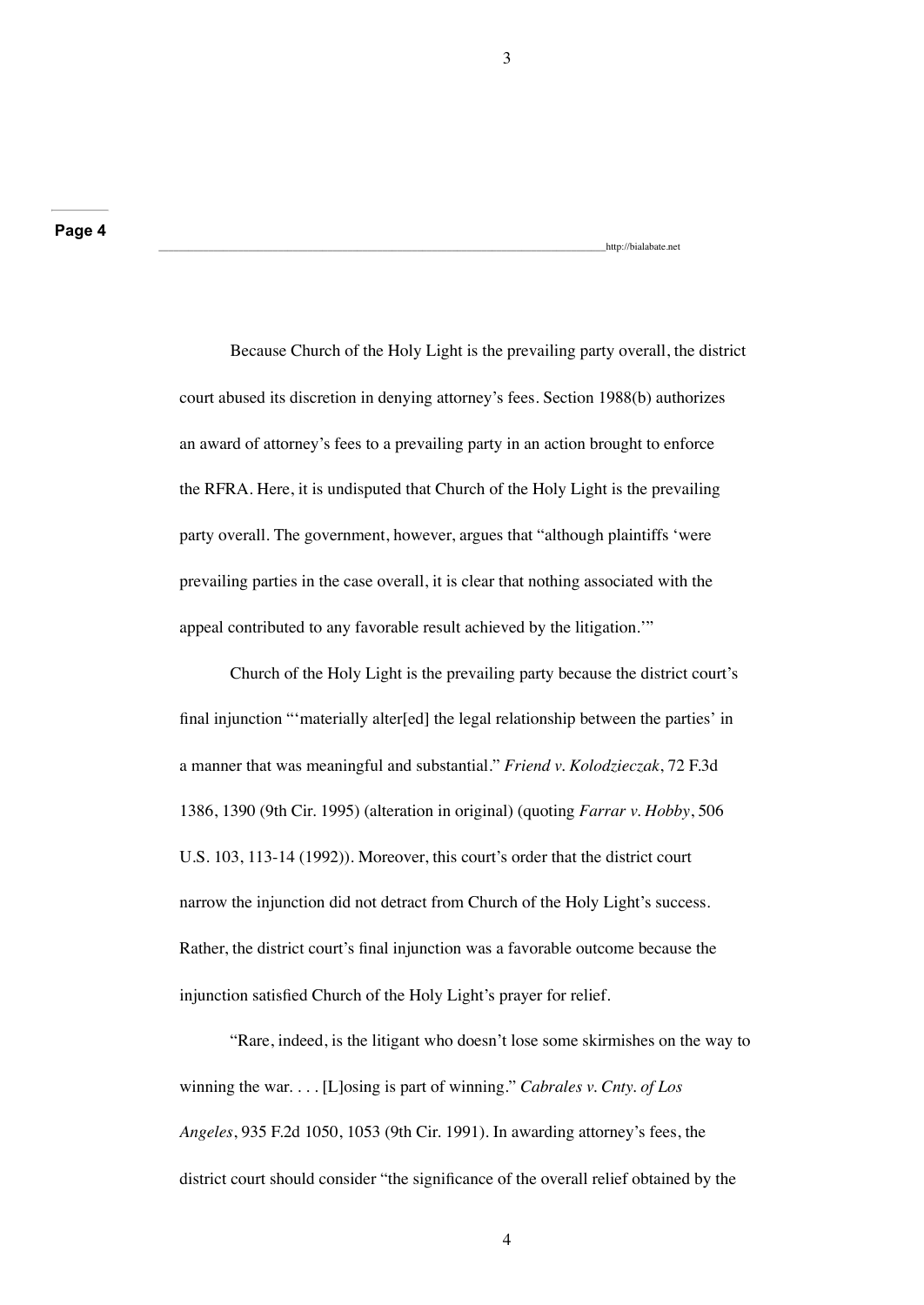Because Church of the Holy Light is the prevailing party overall, the district court abused its discretion in denying attorney's fees. Section 1988(b) authorizes an award of attorney's fees to a prevailing party in an action brought to enforce the RFRA. Here, it is undisputed that Church of the Holy Light is the prevailing party overall. The government, however, argues that "although plaintiffs 'were prevailing parties in the case overall, it is clear that nothing associated with the appeal contributed to any favorable result achieved by the litigation.'"

Church of the Holy Light is the prevailing party because the district court's final injunction "'materially alter[ed] the legal relationship between the parties' in a manner that was meaningful and substantial." *Friend v. Kolodzieczak*, 72 F.3d 1386, 1390 (9th Cir. 1995) (alteration in original) (quoting *Farrar v. Hobby*, 506 U.S. 103, 113-14 (1992)). Moreover, this court's order that the district court narrow the injunction did not detract from Church of the Holy Light's success. Rather, the district court's final injunction was a favorable outcome because the injunction satisfied Church of the Holy Light's prayer for relief.

"Rare, indeed, is the litigant who doesn't lose some skirmishes on the way to winning the war. . . . [L]osing is part of winning." *Cabrales v. Cnty. of Los Angeles*, 935 F.2d 1050, 1053 (9th Cir. 1991). In awarding attorney's fees, the district court should consider "the significance of the overall relief obtained by the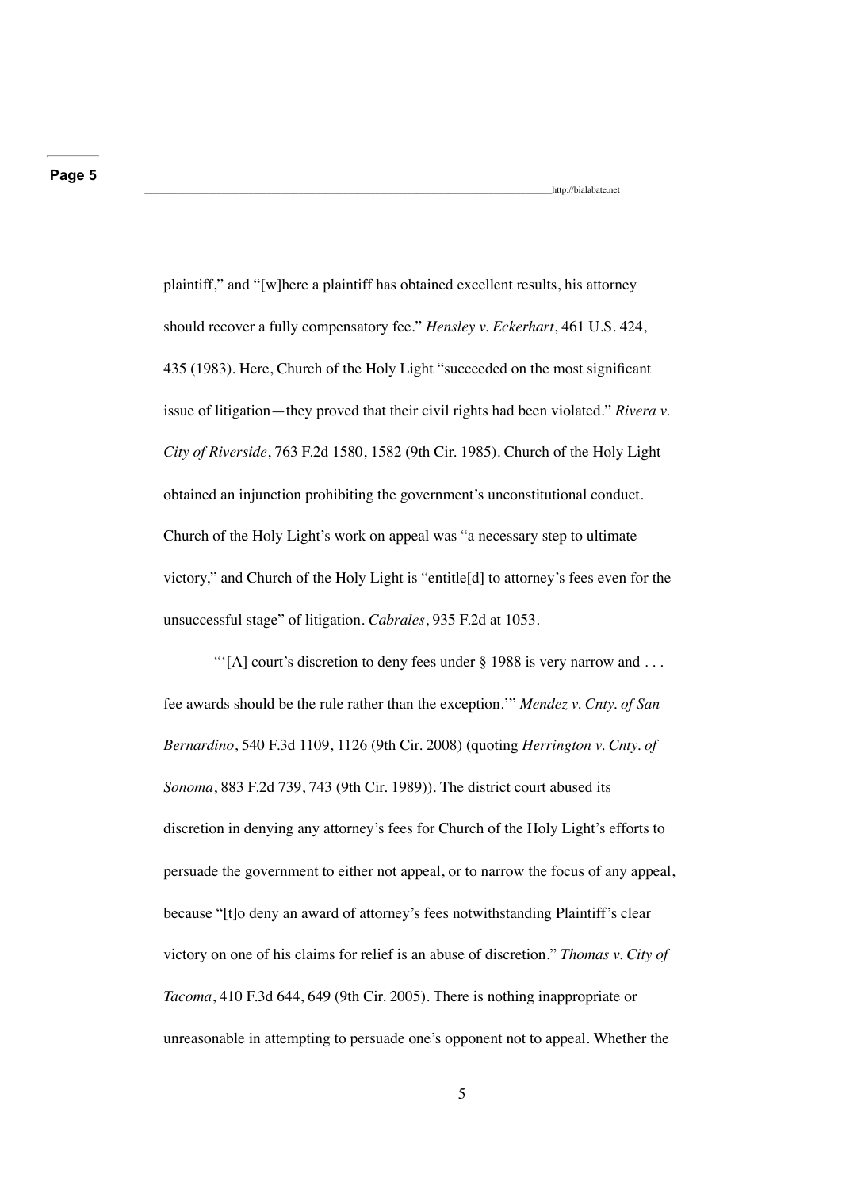plaintiff," and "[w]here a plaintiff has obtained excellent results, his attorney should recover a fully compensatory fee." *Hensley v. Eckerhart*, 461 U.S. 424, 435 (1983). Here, Church of the Holy Light "succeeded on the most significant issue of litigation—they proved that their civil rights had been violated." *Rivera v. City of Riverside*, 763 F.2d 1580, 1582 (9th Cir. 1985). Church of the Holy Light obtained an injunction prohibiting the government's unconstitutional conduct. Church of the Holy Light's work on appeal was "a necessary step to ultimate victory," and Church of the Holy Light is "entitle[d] to attorney's fees even for the unsuccessful stage" of litigation. *Cabrales*, 935 F.2d at 1053.

"'[A] court's discretion to deny fees under § 1988 is very narrow and . . . fee awards should be the rule rather than the exception.'" *Mendez v. Cnty. of San Bernardino*, 540 F.3d 1109, 1126 (9th Cir. 2008) (quoting *Herrington v. Cnty. of Sonoma*, 883 F.2d 739, 743 (9th Cir. 1989)). The district court abused its discretion in denying any attorney's fees for Church of the Holy Light's efforts to persuade the government to either not appeal, or to narrow the focus of any appeal, because "[t]o deny an award of attorney's fees notwithstanding Plaintiff's clear victory on one of his claims for relief is an abuse of discretion." *Thomas v. City of Tacoma*, 410 F.3d 644, 649 (9th Cir. 2005). There is nothing inappropriate or unreasonable in attempting to persuade one's opponent not to appeal. Whether the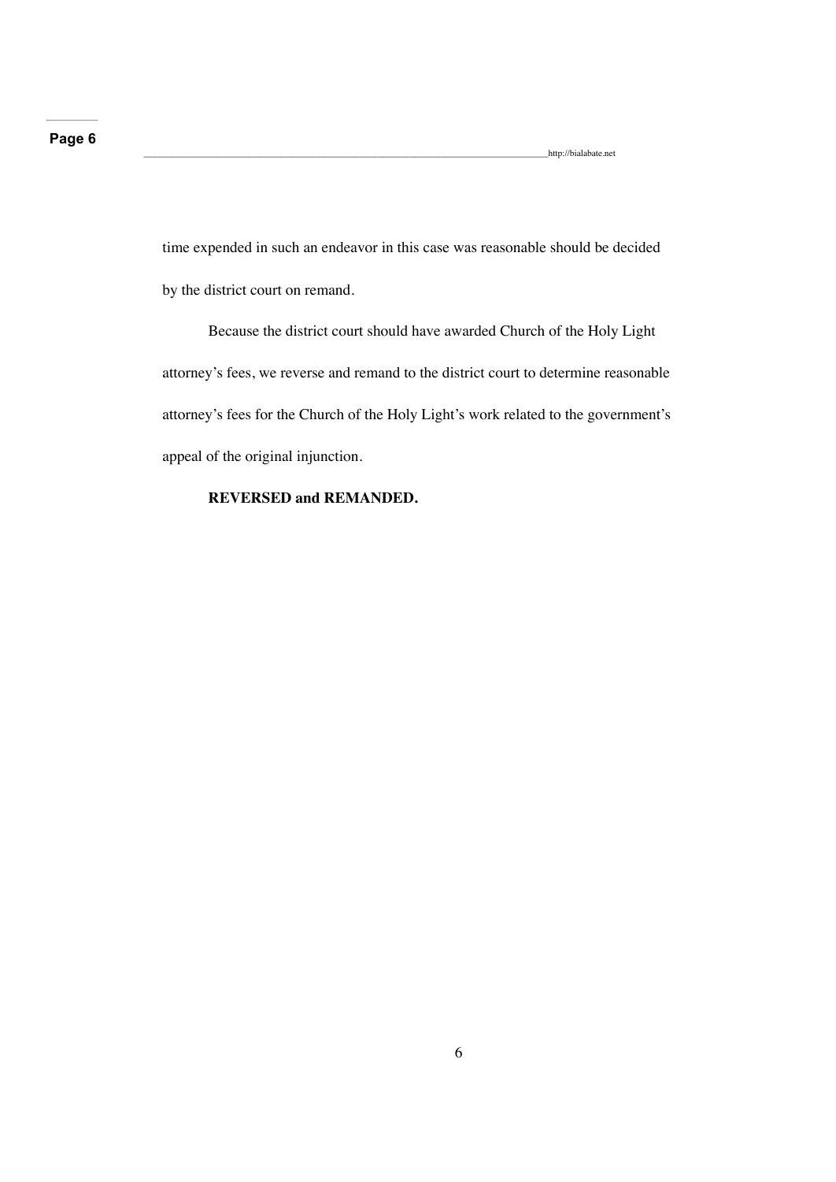time expended in such an endeavor in this case was reasonable should be decided by the district court on remand.

Because the district court should have awarded Church of the Holy Light attorney's fees, we reverse and remand to the district court to determine reasonable attorney's fees for the Church of the Holy Light's work related to the government's appeal of the original injunction.

**REVERSED and REMANDED.**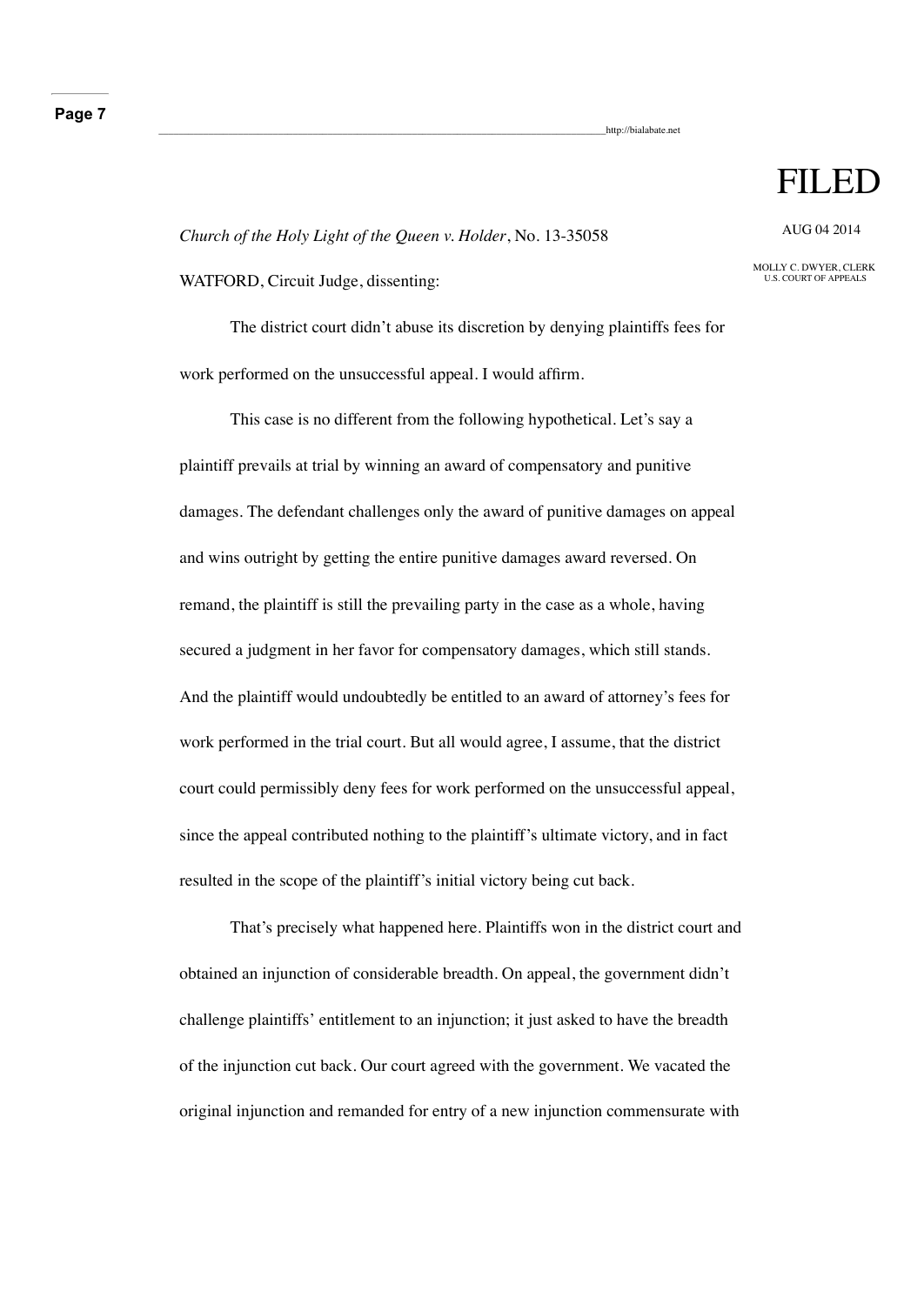FILED

AUG 04 2014

MOLLY C. DWYER, CLERK
U.S. COURT OF APPEALS

*Church of the Holy Light of the Queen v. Holder*, No. 13-35058

WATFORD, Circuit Judge, dissenting:

The district court didn't abuse its discretion by denying plaintiffs fees for work performed on the unsuccessful appeal. I would affirm.

This case is no different from the following hypothetical. Let's say a plaintiff prevails at trial by winning an award of compensatory and punitive damages. The defendant challenges only the award of punitive damages on appeal and wins outright by getting the entire punitive damages award reversed. On remand, the plaintiff is still the prevailing party in the case as a whole, having secured a judgment in her favor for compensatory damages, which still stands. And the plaintiff would undoubtedly be entitled to an award of attorney's fees for work performed in the trial court. But all would agree, I assume, that the district court could permissibly deny fees for work performed on the unsuccessful appeal, since the appeal contributed nothing to the plaintiff's ultimate victory, and in fact resulted in the scope of the plaintiff's initial victory being cut back.

That's precisely what happened here. Plaintiffs won in the district court and obtained an injunction of considerable breadth. On appeal, the government didn't challenge plaintiffs' entitlement to an injunction; it just asked to have the breadth of the injunction cut back. Our court agreed with the government. We vacated the original injunction and remanded for entry of a new injunction commensurate with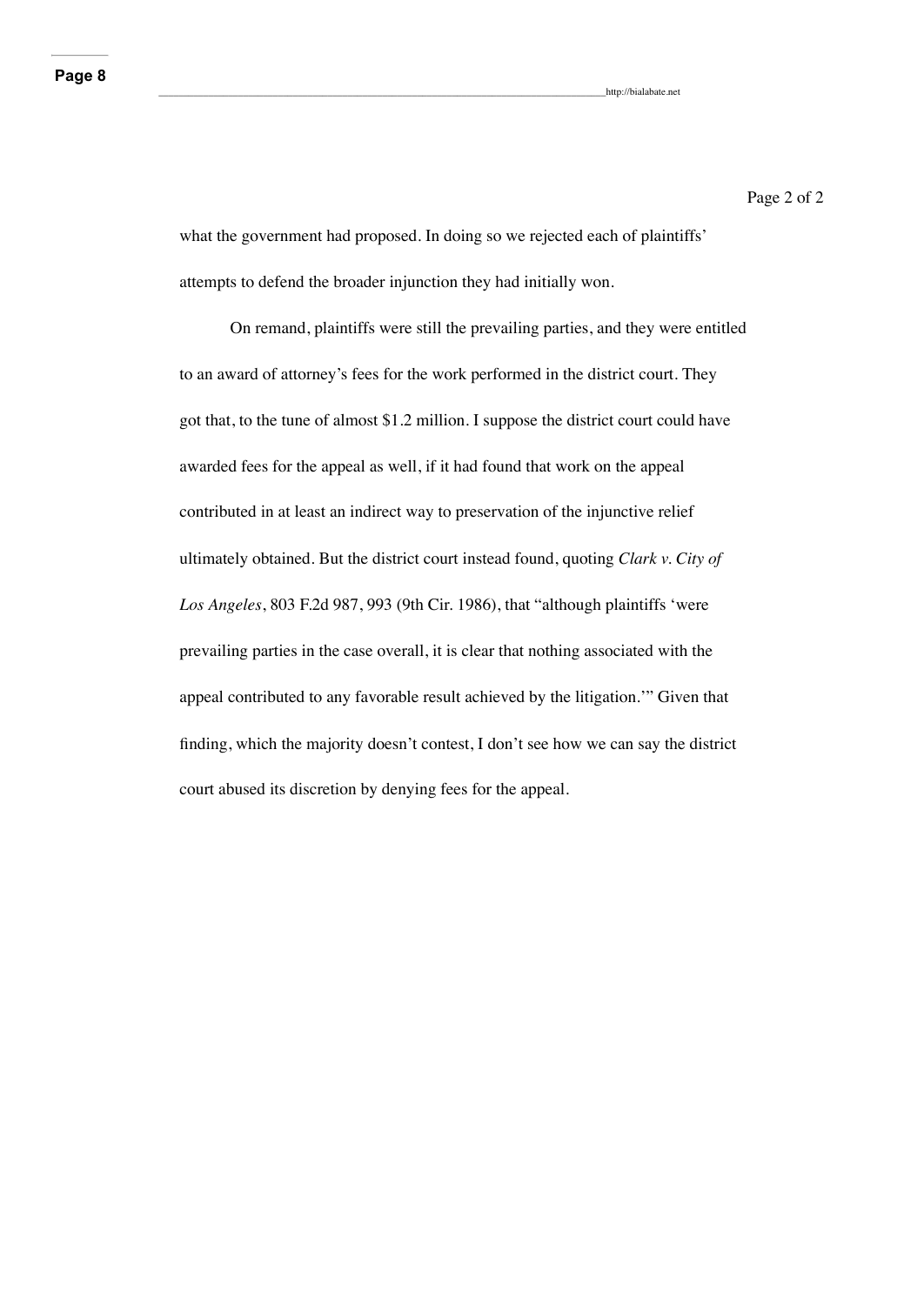what the government had proposed. In doing so we rejected each of plaintiffs' attempts to defend the broader injunction they had initially won.

On remand, plaintiffs were still the prevailing parties, and they were entitled to an award of attorney's fees for the work performed in the district court. They got that, to the tune of almost $1.2 million. I suppose the district court could have awarded fees for the appeal as well, if it had found that work on the appeal contributed in at least an indirect way to preservation of the injunctive relief ultimately obtained. But the district court instead found, quoting *Clark v. City of Los Angeles*, 803 F.2d 987, 993 (9th Cir. 1986), that "although plaintiffs 'were prevailing parties in the case overall, it is clear that nothing associated with the appeal contributed to any favorable result achieved by the litigation.'" Given that finding, which the majority doesn't contest, I don't see how we can say the district court abused its discretion by denying fees for the appeal.